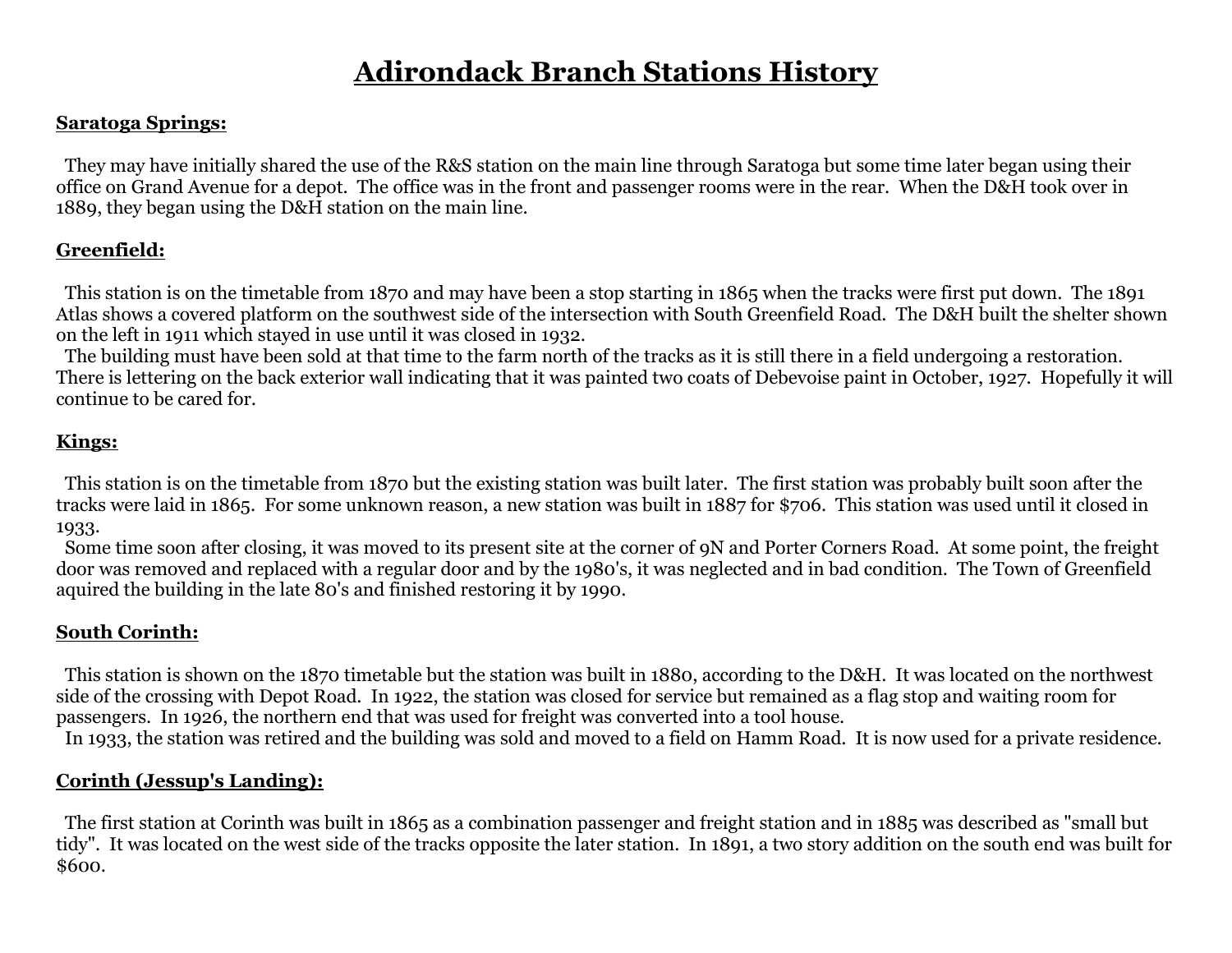# Adirondack Branch Stations History

**Saratoga Springs:**

They may have initially shared the use of the R&S station on the main line through Saratoga but some time later began using their office on Grand Avenue for a depot. The office was in the front and passenger rooms were in the rear. When the D&H took over in 1889, they began using the D&H station on the main line.

**Greenfield:**

This station is on the timetable from 1870 and may have been a stop starting in 1865 when the tracks were first put down. The 1891 Atlas shows a covered platform on the southwest side of the intersection with South Greenfield Road. The D&H built the shelter shown on the left in 1911 which stayed in use until it was closed in 1932.

The building must have been sold at that time to the farm north of the tracks as it is still there in a field undergoing a restoration. There is lettering on the back exterior wall indicating that it was painted two coats of Debevoise paint in October, 1927. Hopefully it will continue to be cared for.

**Kings:**

This station is on the timetable from 1870 but the existing station was built later. The first station was probably built soon after the tracks were laid in 1865. For some unknown reason, a new station was built in 1887 for $706. This station was used until it closed in 1933.

Some time soon after closing, it was moved to its present site at the corner of 9N and Porter Corners Road. At some point, the freight door was removed and replaced with a regular door and by the 1980's, it was neglected and in bad condition. The Town of Greenfield aquired the building in the late 80's and finished restoring it by 1990.

**South Corinth:**

This station is shown on the 1870 timetable but the station was built in 1880, according to the D&H. It was located on the northwest side of the crossing with Depot Road. In 1922, the station was closed for service but remained as a flag stop and waiting room for passengers. In 1926, the northern end that was used for freight was converted into a tool house.

In 1933, the station was retired and the building was sold and moved to a field on Hamm Road. It is now used for a private residence.

**Corinth (Jessup's Landing):**

The first station at Corinth was built in 1865 as a combination passenger and freight station and in 1885 was described as "small but tidy". It was located on the west side of the tracks opposite the later station. In 1891, a two story addition on the south end was built for $600.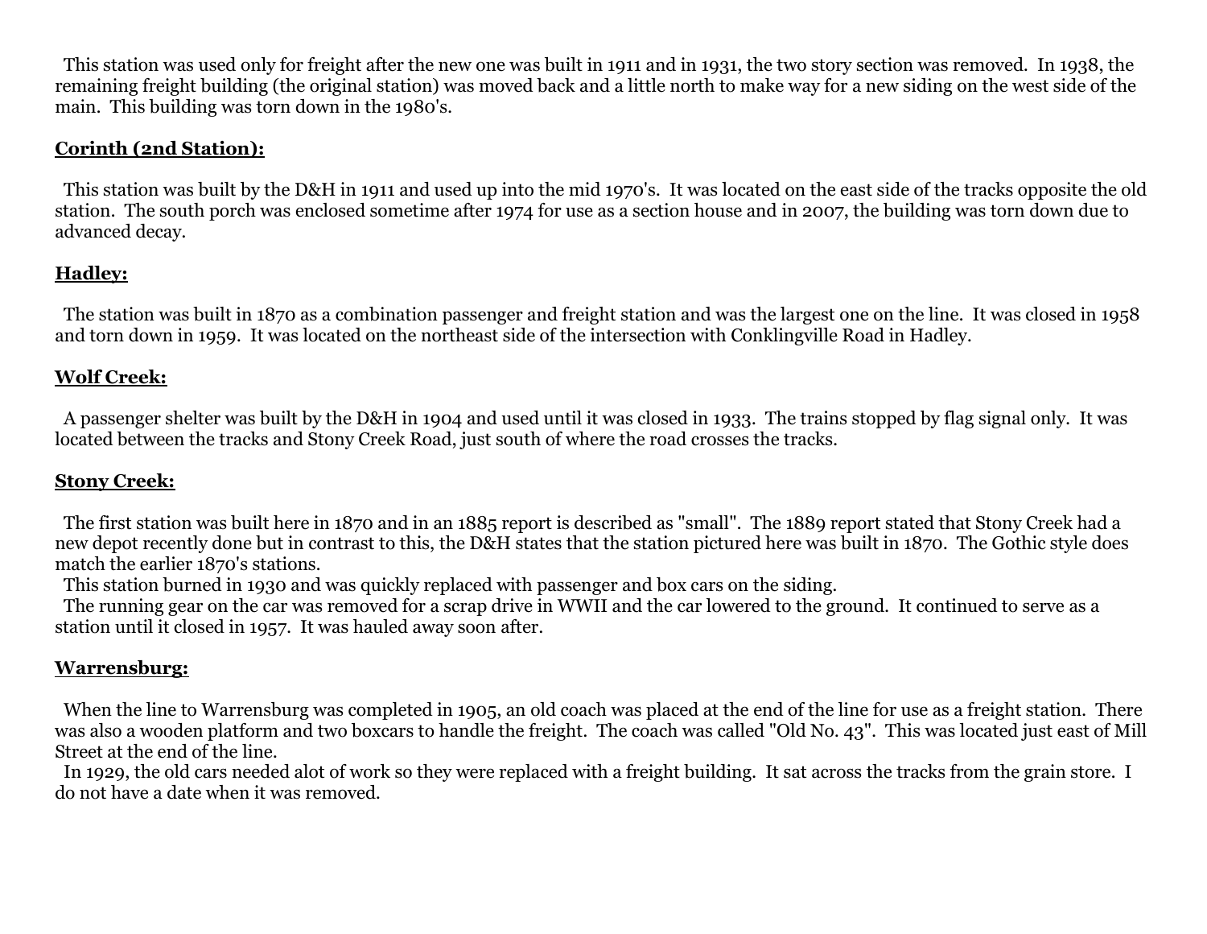This station was used only for freight after the new one was built in 1911 and in 1931, the two story section was removed. In 1938, the remaining freight building (the original station) was moved back and a little north to make way for a new siding on the west side of the main. This building was torn down in the 1980's.

**Corinth (2nd Station):**

This station was built by the D&H in 1911 and used up into the mid 1970's. It was located on the east side of the tracks opposite the old station. The south porch was enclosed sometime after 1974 for use as a section house and in 2007, the building was torn down due to advanced decay.

**Hadley:**

The station was built in 1870 as a combination passenger and freight station and was the largest one on the line. It was closed in 1958 and torn down in 1959. It was located on the northeast side of the intersection with Conklingville Road in Hadley.

**Wolf Creek:**

A passenger shelter was built by the D&H in 1904 and used until it was closed in 1933. The trains stopped by flag signal only. It was located between the tracks and Stony Creek Road, just south of where the road crosses the tracks.

**Stony Creek:**

The first station was built here in 1870 and in an 1885 report is described as "small". The 1889 report stated that Stony Creek had a new depot recently done but in contrast to this, the D&H states that the station pictured here was built in 1870. The Gothic style does match the earlier 1870's stations.

This station burned in 1930 and was quickly replaced with passenger and box cars on the siding.

The running gear on the car was removed for a scrap drive in WWII and the car lowered to the ground. It continued to serve as a station until it closed in 1957. It was hauled away soon after.

**Warrensburg:**

When the line to Warrensburg was completed in 1905, an old coach was placed at the end of the line for use as a freight station. There was also a wooden platform and two boxcars to handle the freight. The coach was called "Old No. 43". This was located just east of Mill Street at the end of the line.

In 1929, the old cars needed alot of work so they were replaced with a freight building. It sat across the tracks from the grain store. I do not have a date when it was removed.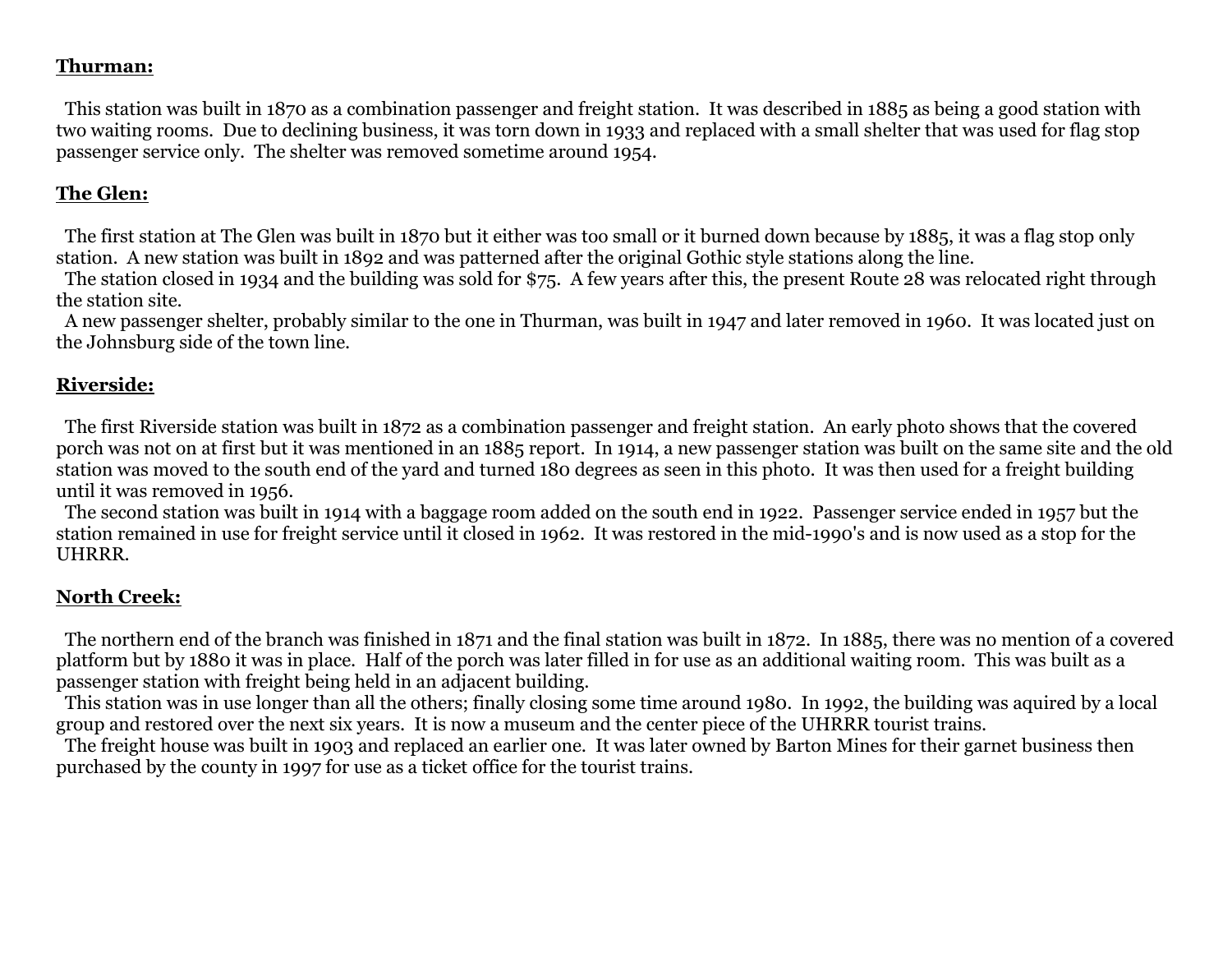**Thurman:**

This station was built in 1870 as a combination passenger and freight station. It was described in 1885 as being a good station with two waiting rooms. Due to declining business, it was torn down in 1933 and replaced with a small shelter that was used for flag stop passenger service only. The shelter was removed sometime around 1954.

**The Glen:**

The first station at The Glen was built in 1870 but it either was too small or it burned down because by 1885, it was a flag stop only station. A new station was built in 1892 and was patterned after the original Gothic style stations along the line.

The station closed in 1934 and the building was sold for $75. A few years after this, the present Route 28 was relocated right through the station site.

A new passenger shelter, probably similar to the one in Thurman, was built in 1947 and later removed in 1960. It was located just on the Johnsburg side of the town line.

**Riverside:**

The first Riverside station was built in 1872 as a combination passenger and freight station. An early photo shows that the covered porch was not on at first but it was mentioned in an 1885 report. In 1914, a new passenger station was built on the same site and the old station was moved to the south end of the yard and turned 180 degrees as seen in this photo. It was then used for a freight building until it was removed in 1956.

The second station was built in 1914 with a baggage room added on the south end in 1922. Passenger service ended in 1957 but the station remained in use for freight service until it closed in 1962. It was restored in the mid-1990's and is now used as a stop for the UHRRR.

**North Creek:**

The northern end of the branch was finished in 1871 and the final station was built in 1872. In 1885, there was no mention of a covered platform but by 1880 it was in place. Half of the porch was later filled in for use as an additional waiting room. This was built as a passenger station with freight being held in an adjacent building.

This station was in use longer than all the others; finally closing some time around 1980. In 1992, the building was aquired by a local group and restored over the next six years. It is now a museum and the center piece of the UHRRR tourist trains.

The freight house was built in 1903 and replaced an earlier one. It was later owned by Barton Mines for their garnet business then purchased by the county in 1997 for use as a ticket office for the tourist trains.